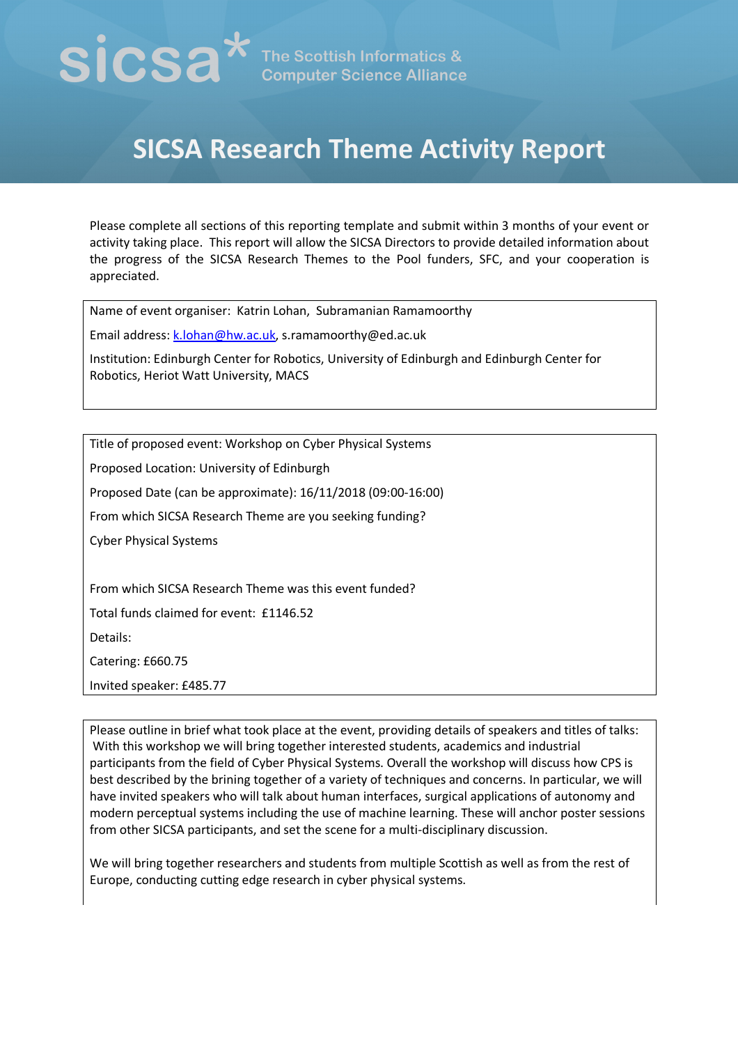sicsa* The Scottish Informatics & Computer Science Alliance

# SICSA Research Theme Activity Report

Please complete all sections of this reporting template and submit within 3 months of your event or activity taking place. This report will allow the SICSA Directors to provide detailed information about the progress of the SICSA Research Themes to the Pool funders, SFC, and your cooperation is appreciated.

Name of event organiser: Katrin Lohan, Subramanian Ramamoorthy

Email address: k.lohan@hw.ac.uk, s.ramamoorthy@ed.ac.uk

Institution: Edinburgh Center for Robotics, University of Edinburgh and Edinburgh Center for Robotics, Heriot Watt University, MACS

Title of proposed event: Workshop on Cyber Physical Systems

Proposed Location: University of Edinburgh

Proposed Date (can be approximate): 16/11/2018 (09:00-16:00)

From which SICSA Research Theme are you seeking funding?

Cyber Physical Systems

From which SICSA Research Theme was this event funded?

Total funds claimed for event: £1146.52

Details:

Catering: £660.75

Invited speaker: £485.77

Please outline in brief what took place at the event, providing details of speakers and titles of talks: With this workshop we will bring together interested students, academics and industrial participants from the field of Cyber Physical Systems. Overall the workshop will discuss how CPS is best described by the brining together of a variety of techniques and concerns. In particular, we will have invited speakers who will talk about human interfaces, surgical applications of autonomy and modern perceptual systems including the use of machine learning. These will anchor poster sessions from other SICSA participants, and set the scene for a multi-disciplinary discussion.

We will bring together researchers and students from multiple Scottish as well as from the rest of Europe, conducting cutting edge research in cyber physical systems.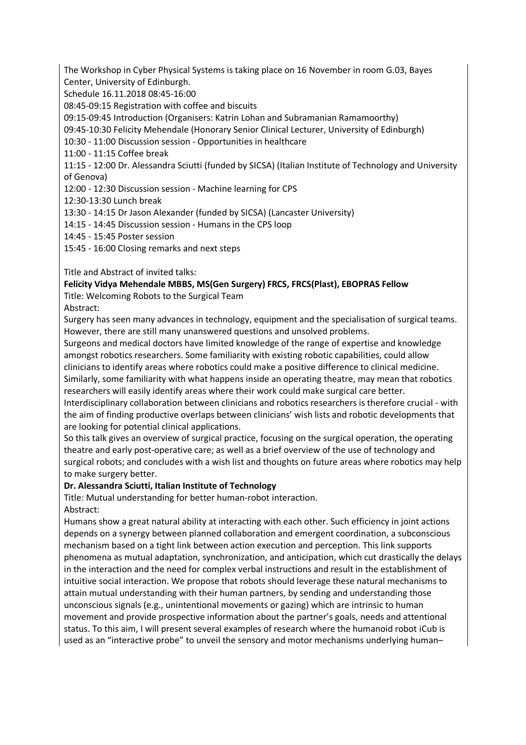The Workshop in Cyber Physical Systems is taking place on 16 November in room G.03, Bayes Center, University of Edinburgh.

Schedule 16.11.2018 08:45-16:00

08:45-09:15 Registration with coffee and biscuits

09:15-09:45 Introduction (Organisers: Katrin Lohan and Subramanian Ramamoorthy)

09:45-10:30 Felicity Mehendale (Honorary Senior Clinical Lecturer, University of Edinburgh)

10:30 - 11:00 Discussion session - Opportunities in healthcare

11:00 - 11:15 Coffee break

11:15 - 12:00 Dr. Alessandra Sciutti (funded by SICSA) (Italian Institute of Technology and University of Genova)

12:00 - 12:30 Discussion session - Machine learning for CPS

12:30-13:30 Lunch break

13:30 - 14:15 Dr Jason Alexander (funded by SICSA) (Lancaster University)

14:15 - 14:45 Discussion session - Humans in the CPS loop

14:45 - 15:45 Poster session

15:45 - 16:00 Closing remarks and next steps

Title and Abstract of invited talks:

**Felicity Vidya Mehendale MBBS, MS(Gen Surgery) FRCS, FRCS(Plast), EBOPRAS Fellow**

Title: Welcoming Robots to the Surgical Team

Abstract:

Surgery has seen many advances in technology, equipment and the specialisation of surgical teams. However, there are still many unanswered questions and unsolved problems.

Surgeons and medical doctors have limited knowledge of the range of expertise and knowledge amongst robotics researchers. Some familiarity with existing robotic capabilities, could allow clinicians to identify areas where robotics could make a positive difference to clinical medicine. Similarly, some familiarity with what happens inside an operating theatre, may mean that robotics researchers will easily identify areas where their work could make surgical care better.

Interdisciplinary collaboration between clinicians and robotics researchers is therefore crucial - with the aim of finding productive overlaps between clinicians' wish lists and robotic developments that are looking for potential clinical applications.

So this talk gives an overview of surgical practice, focusing on the surgical operation, the operating theatre and early post-operative care; as well as a brief overview of the use of technology and surgical robots; and concludes with a wish list and thoughts on future areas where robotics may help to make surgery better.

**Dr. Alessandra Sciutti, Italian Institute of Technology**

Title: Mutual understanding for better human-robot interaction.

Abstract:

Humans show a great natural ability at interacting with each other. Such efficiency in joint actions depends on a synergy between planned collaboration and emergent coordination, a subconscious mechanism based on a tight link between action execution and perception. This link supports phenomena as mutual adaptation, synchronization, and anticipation, which cut drastically the delays in the interaction and the need for complex verbal instructions and result in the establishment of intuitive social interaction. We propose that robots should leverage these natural mechanisms to attain mutual understanding with their human partners, by sending and understanding those unconscious signals (e.g., unintentional movements or gazing) which are intrinsic to human movement and provide prospective information about the partner's goals, needs and attentional status. To this aim, I will present several examples of research where the humanoid robot iCub is used as an "interactive probe" to unveil the sensory and motor mechanisms underlying human–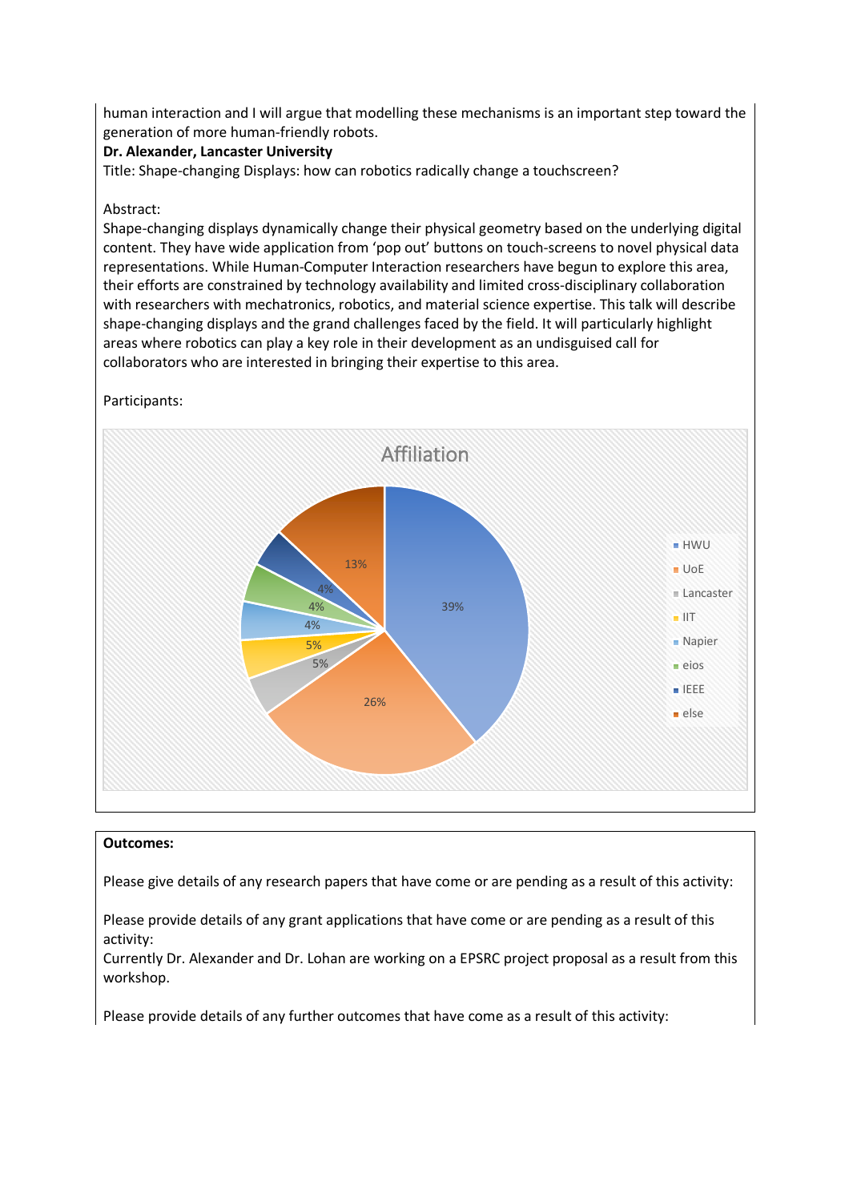human interaction and I will argue that modelling these mechanisms is an important step toward the generation of more human-friendly robots.

**Dr. Alexander, Lancaster University**

Title: Shape-changing Displays: how can robotics radically change a touchscreen?

Abstract:

Shape-changing displays dynamically change their physical geometry based on the underlying digital content. They have wide application from 'pop out' buttons on touch-screens to novel physical data representations. While Human-Computer Interaction researchers have begun to explore this area, their efforts are constrained by technology availability and limited cross-disciplinary collaboration with researchers with mechatronics, robotics, and material science expertise. This talk will describe shape-changing displays and the grand challenges faced by the field. It will particularly highlight areas where robotics can play a key role in their development as an undisguised call for collaborators who are interested in bringing their expertise to this area.

Participants:

**Affiliation**

| Affiliation | Share |
|---|---|
| HWU | 39% |
| UoE | 26% |
| Lancaster | 5% |
| IIT | 5% |
| Napier | 4% |
| eios | 4% |
| IEEE | 4% |
| else | 13% |

**Outcomes:**

Please give details of any research papers that have come or are pending as a result of this activity:

Please provide details of any grant applications that have come or are pending as a result of this activity:

Currently Dr. Alexander and Dr. Lohan are working on a EPSRC project proposal as a result from this workshop.

Please provide details of any further outcomes that have come as a result of this activity: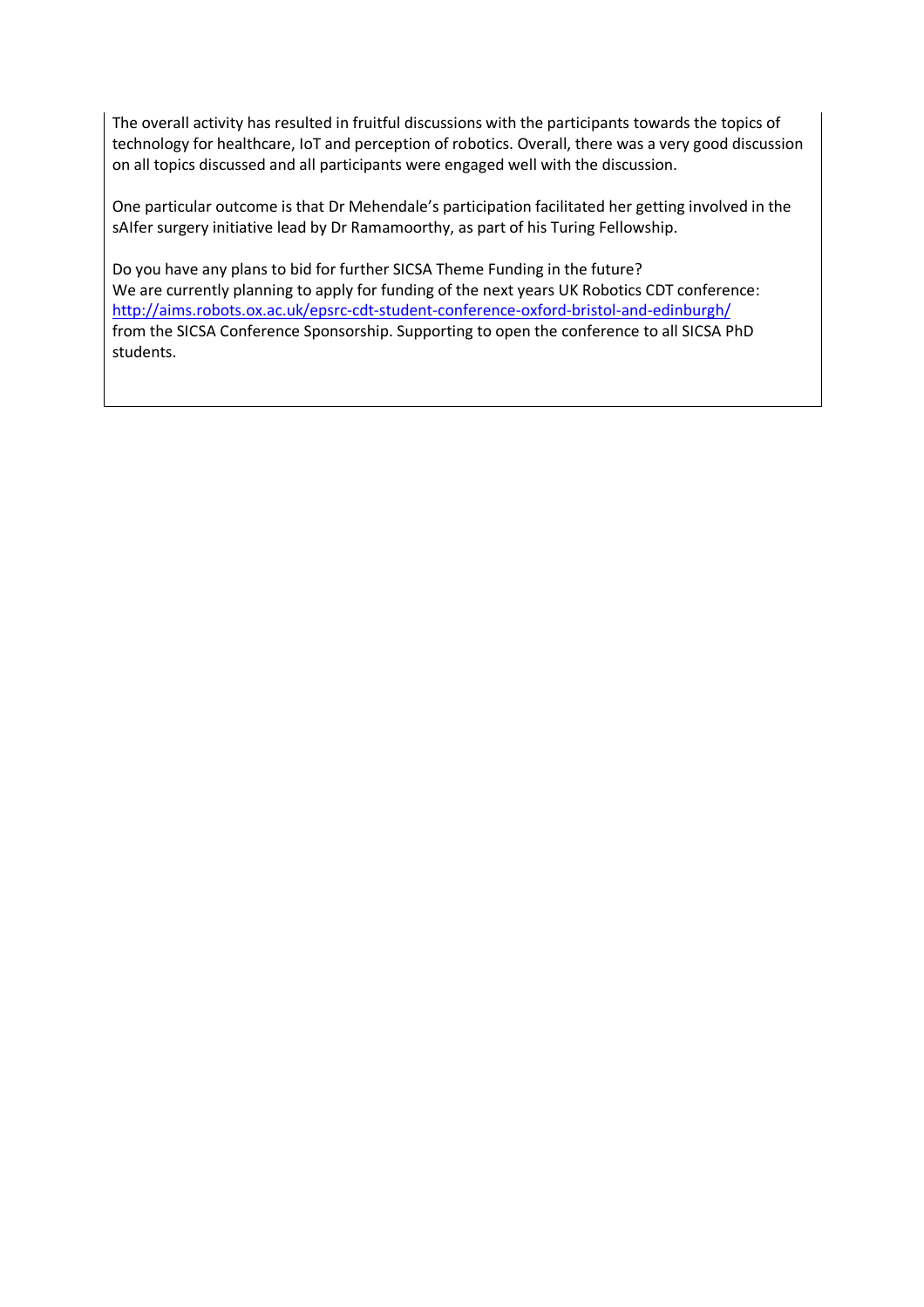The overall activity has resulted in fruitful discussions with the participants towards the topics of technology for healthcare, IoT and perception of robotics. Overall, there was a very good discussion on all topics discussed and all participants were engaged well with the discussion.

One particular outcome is that Dr Mehendale's participation facilitated her getting involved in the sAIfer surgery initiative lead by Dr Ramamoorthy, as part of his Turing Fellowship.

Do you have any plans to bid for further SICSA Theme Funding in the future?
We are currently planning to apply for funding of the next years UK Robotics CDT conference: [http://aims.robots.ox.ac.uk/epsrc-cdt-student-conference-oxford-bristol-and-edinburgh/](http://aims.robots.ox.ac.uk/epsrc-cdt-student-conference-oxford-bristol-and-edinburgh/) from the SICSA Conference Sponsorship. Supporting to open the conference to all SICSA PhD students.